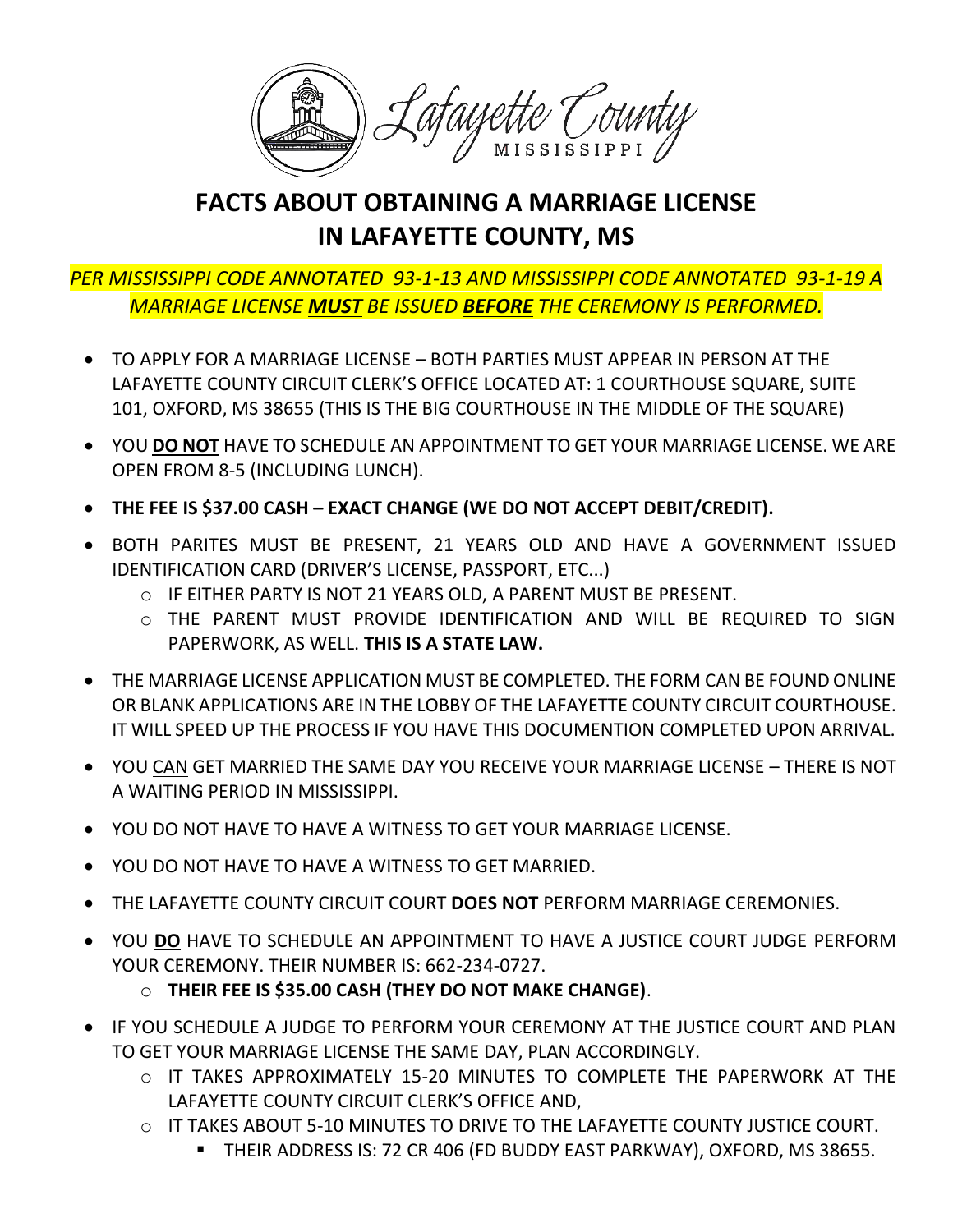Lafayette County MISSISSIPPI

# FACTS ABOUT OBTAINING A MARRIAGE LICENSE IN LAFAYETTE COUNTY, MS

*PER MISSISSIPPI CODE ANNOTATED 93-1-13 AND MISSISSIPPI CODE ANNOTATED 93-1-19 A MARRIAGE LICENSE **MUST** BE ISSUED **BEFORE** THE CEREMONY IS PERFORMED.*

- TO APPLY FOR A MARRIAGE LICENSE – BOTH PARTIES MUST APPEAR IN PERSON AT THE LAFAYETTE COUNTY CIRCUIT CLERK'S OFFICE LOCATED AT: 1 COURTHOUSE SQUARE, SUITE 101, OXFORD, MS 38655 (THIS IS THE BIG COURTHOUSE IN THE MIDDLE OF THE SQUARE)
- YOU **DO NOT** HAVE TO SCHEDULE AN APPOINTMENT TO GET YOUR MARRIAGE LICENSE. WE ARE OPEN FROM 8-5 (INCLUDING LUNCH).
- **THE FEE IS $37.00 CASH – EXACT CHANGE (WE DO NOT ACCEPT DEBIT/CREDIT).**
- BOTH PARITES MUST BE PRESENT, 21 YEARS OLD AND HAVE A GOVERNMENT ISSUED IDENTIFICATION CARD (DRIVER'S LICENSE, PASSPORT, ETC...)
  - IF EITHER PARTY IS NOT 21 YEARS OLD, A PARENT MUST BE PRESENT.
  - THE PARENT MUST PROVIDE IDENTIFICATION AND WILL BE REQUIRED TO SIGN PAPERWORK, AS WELL. **THIS IS A STATE LAW.**
- THE MARRIAGE LICENSE APPLICATION MUST BE COMPLETED. THE FORM CAN BE FOUND ONLINE OR BLANK APPLICATIONS ARE IN THE LOBBY OF THE LAFAYETTE COUNTY CIRCUIT COURTHOUSE. IT WILL SPEED UP THE PROCESS IF YOU HAVE THIS DOCUMENTION COMPLETED UPON ARRIVAL.
- YOU CAN GET MARRIED THE SAME DAY YOU RECEIVE YOUR MARRIAGE LICENSE – THERE IS NOT A WAITING PERIOD IN MISSISSIPPI.
- YOU DO NOT HAVE TO HAVE A WITNESS TO GET YOUR MARRIAGE LICENSE.
- YOU DO NOT HAVE TO HAVE A WITNESS TO GET MARRIED.
- THE LAFAYETTE COUNTY CIRCUIT COURT **DOES NOT** PERFORM MARRIAGE CEREMONIES.
- YOU **DO** HAVE TO SCHEDULE AN APPOINTMENT TO HAVE A JUSTICE COURT JUDGE PERFORM YOUR CEREMONY. THEIR NUMBER IS: 662-234-0727.
  - **THEIR FEE IS $35.00 CASH (THEY DO NOT MAKE CHANGE)**.
- IF YOU SCHEDULE A JUDGE TO PERFORM YOUR CEREMONY AT THE JUSTICE COURT AND PLAN TO GET YOUR MARRIAGE LICENSE THE SAME DAY, PLAN ACCORDINGLY.
  - IT TAKES APPROXIMATELY 15-20 MINUTES TO COMPLETE THE PAPERWORK AT THE LAFAYETTE COUNTY CIRCUIT CLERK'S OFFICE AND,
  - IT TAKES ABOUT 5-10 MINUTES TO DRIVE TO THE LAFAYETTE COUNTY JUSTICE COURT.
    - THEIR ADDRESS IS: 72 CR 406 (FD BUDDY EAST PARKWAY), OXFORD, MS 38655.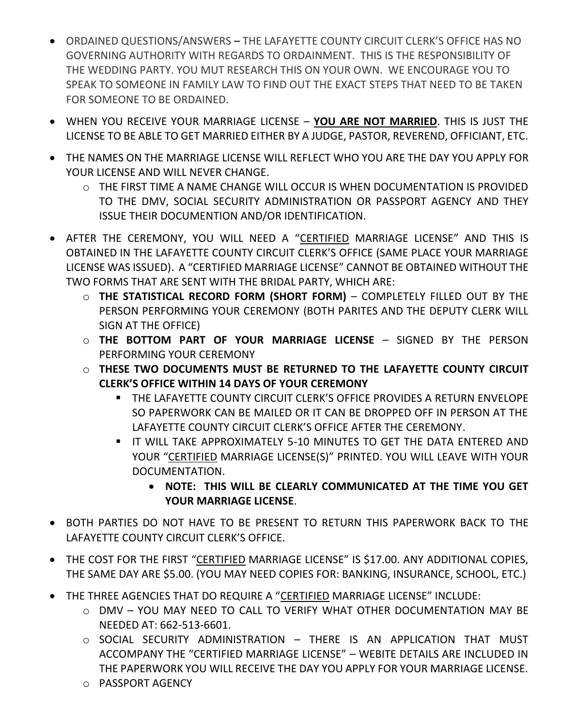- ORDAINED QUESTIONS/ANSWERS **–** THE LAFAYETTE COUNTY CIRCUIT CLERK'S OFFICE HAS NO GOVERNING AUTHORITY WITH REGARDS TO ORDAINMENT. THIS IS THE RESPONSIBILITY OF THE WEDDING PARTY. YOU MUT RESEARCH THIS ON YOUR OWN. WE ENCOURAGE YOU TO SPEAK TO SOMEONE IN FAMILY LAW TO FIND OUT THE EXACT STEPS THAT NEED TO BE TAKEN FOR SOMEONE TO BE ORDAINED.
- WHEN YOU RECEIVE YOUR MARRIAGE LICENSE – <u>**YOU ARE NOT MARRIED**</u>. THIS IS JUST THE LICENSE TO BE ABLE TO GET MARRIED EITHER BY A JUDGE, PASTOR, REVEREND, OFFICIANT, ETC.
- THE NAMES ON THE MARRIAGE LICENSE WILL REFLECT WHO YOU ARE THE DAY YOU APPLY FOR YOUR LICENSE AND WILL NEVER CHANGE.
  - THE FIRST TIME A NAME CHANGE WILL OCCUR IS WHEN DOCUMENTATION IS PROVIDED TO THE DMV, SOCIAL SECURITY ADMINISTRATION OR PASSPORT AGENCY AND THEY ISSUE THEIR DOCUMENTION AND/OR IDENTIFICATION.
- AFTER THE CEREMONY, YOU WILL NEED A "<u>CERTIFIED</u> MARRIAGE LICENSE" AND THIS IS OBTAINED IN THE LAFAYETTE COUNTY CIRCUIT CLERK'S OFFICE (SAME PLACE YOUR MARRIAGE LICENSE WAS ISSUED). A "CERTIFIED MARRIAGE LICENSE" CANNOT BE OBTAINED WITHOUT THE TWO FORMS THAT ARE SENT WITH THE BRIDAL PARTY, WHICH ARE:
  - **THE STATISTICAL RECORD FORM (SHORT FORM)** – COMPLETELY FILLED OUT BY THE PERSON PERFORMING YOUR CEREMONY (BOTH PARITES AND THE DEPUTY CLERK WILL SIGN AT THE OFFICE)
  - **THE BOTTOM PART OF YOUR MARRIAGE LICENSE** – SIGNED BY THE PERSON PERFORMING YOUR CEREMONY
  - **THESE TWO DOCUMENTS MUST BE RETURNED TO THE LAFAYETTE COUNTY CIRCUIT CLERK'S OFFICE WITHIN 14 DAYS OF YOUR CEREMONY**
    - THE LAFAYETTE COUNTY CIRCUIT CLERK'S OFFICE PROVIDES A RETURN ENVELOPE SO PAPERWORK CAN BE MAILED OR IT CAN BE DROPPED OFF IN PERSON AT THE LAFAYETTE COUNTY CIRCUIT CLERK'S OFFICE AFTER THE CEREMONY.
    - IT WILL TAKE APPROXIMATELY 5-10 MINUTES TO GET THE DATA ENTERED AND YOUR "<u>CERTIFIED</u> MARRIAGE LICENSE(S)" PRINTED. YOU WILL LEAVE WITH YOUR DOCUMENTATION.
      - **NOTE: THIS WILL BE CLEARLY COMMUNICATED AT THE TIME YOU GET YOUR MARRIAGE LICENSE**.
- BOTH PARTIES DO NOT HAVE TO BE PRESENT TO RETURN THIS PAPERWORK BACK TO THE LAFAYETTE COUNTY CIRCUIT CLERK'S OFFICE.
- THE COST FOR THE FIRST "<u>CERTIFIED</u> MARRIAGE LICENSE" IS $17.00. ANY ADDITIONAL COPIES, THE SAME DAY ARE $5.00. (YOU MAY NEED COPIES FOR: BANKING, INSURANCE, SCHOOL, ETC.)
- THE THREE AGENCIES THAT DO REQUIRE A "<u>CERTIFIED</u> MARRIAGE LICENSE" INCLUDE:
  - DMV – YOU MAY NEED TO CALL TO VERIFY WHAT OTHER DOCUMENTATION MAY BE NEEDED AT: 662-513-6601.
  - SOCIAL SECURITY ADMINISTRATION – THERE IS AN APPLICATION THAT MUST ACCOMPANY THE "CERTIFIED MARRIAGE LICENSE" – WEBITE DETAILS ARE INCLUDED IN THE PAPERWORK YOU WILL RECEIVE THE DAY YOU APPLY FOR YOUR MARRIAGE LICENSE.
  - PASSPORT AGENCY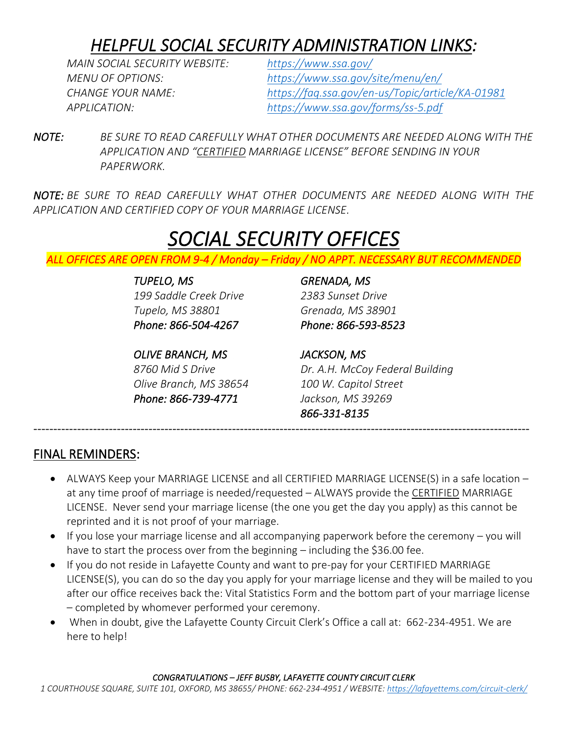# *HELPFUL SOCIAL SECURITY ADMINISTRATION LINKS:*

| | |
|---|---|
| *MAIN SOCIAL SECURITY WEBSITE:* | *https://www.ssa.gov/* |
| *MENU OF OPTIONS:* | *https://www.ssa.gov/site/menu/en/* |
| *CHANGE YOUR NAME:* | *https://faq.ssa.gov/en-us/Topic/article/KA-01981* |
| *APPLICATION:* | *https://www.ssa.gov/forms/ss-5.pdf* |

***NOTE:*** *BE SURE TO READ CAREFULLY WHAT OTHER DOCUMENTS ARE NEEDED ALONG WITH THE APPLICATION AND "CERTIFIED MARRIAGE LICENSE" BEFORE SENDING IN YOUR PAPERWORK.*

***NOTE:*** *BE SURE TO READ CAREFULLY WHAT OTHER DOCUMENTS ARE NEEDED ALONG WITH THE APPLICATION AND CERTIFIED COPY OF YOUR MARRIAGE LICENSE.*

# *SOCIAL SECURITY OFFICES*

*ALL OFFICES ARE OPEN FROM 9-4 / Monday – Friday / NO APPT. NECESSARY BUT RECOMMENDED*

*TUPELO, MS*
*199 Saddle Creek Drive*
*Tupelo, MS 38801*
***Phone: 866-504-4267***

*GRENADA, MS*
*2383 Sunset Drive*
*Grenada, MS 38901*
***Phone: 866-593-8523***

*OLIVE BRANCH, MS*
*8760 Mid S Drive*
*Olive Branch, MS 38654*
***Phone: 866-739-4771***

*JACKSON, MS*
*Dr. A.H. McCoy Federal Building*
*100 W. Capitol Street*
*Jackson, MS 39269*
***866-331-8135***

---

## FINAL REMINDERS:

- ALWAYS Keep your MARRIAGE LICENSE and all CERTIFIED MARRIAGE LICENSE(S) in a safe location – at any time proof of marriage is needed/requested – ALWAYS provide the CERTIFIED MARRIAGE LICENSE. Never send your marriage license (the one you get the day you apply) as this cannot be reprinted and it is not proof of your marriage.
- If you lose your marriage license and all accompanying paperwork before the ceremony – you will have to start the process over from the beginning – including the $36.00 fee.
- If you do not reside in Lafayette County and want to pre-pay for your CERTIFIED MARRIAGE LICENSE(S), you can do so the day you apply for your marriage license and they will be mailed to you after our office receives back the: Vital Statistics Form and the bottom part of your marriage license – completed by whomever performed your ceremony.
- When in doubt, give the Lafayette County Circuit Clerk's Office a call at: 662-234-4951. We are here to help!

***CONGRATULATIONS – JEFF BUSBY, LAFAYETTE COUNTY CIRCUIT CLERK***
*1 COURTHOUSE SQUARE, SUITE 101, OXFORD, MS 38655/ PHONE: 662-234-4951 / WEBSITE: https://lafayettems.com/circuit-clerk/*